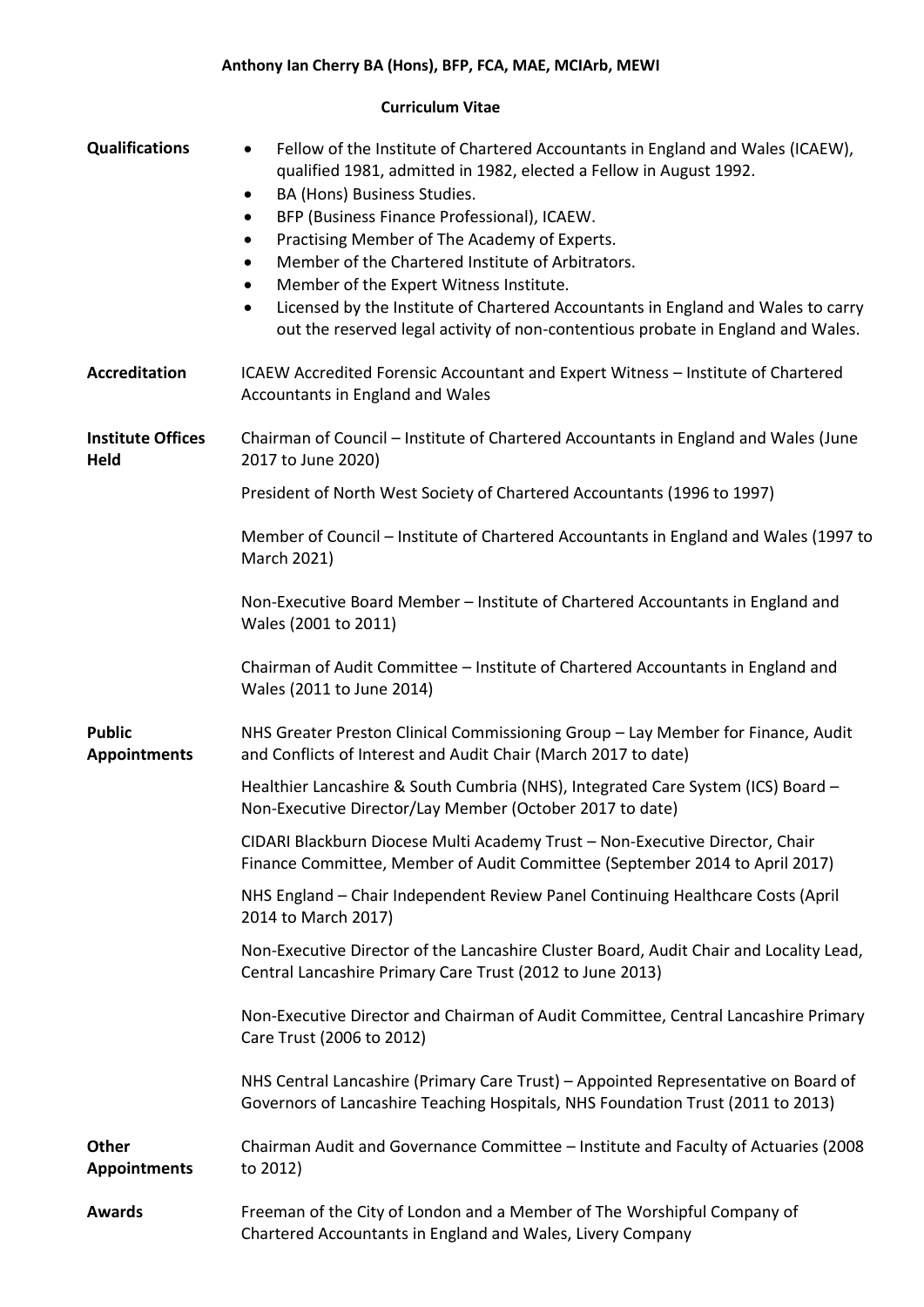**Anthony Ian Cherry BA (Hons), BFP, FCA, MAE, MCIArb, MEWI**

**Curriculum Vitae**

**Qualifications**

- Fellow of the Institute of Chartered Accountants in England and Wales (ICAEW), qualified 1981, admitted in 1982, elected a Fellow in August 1992.
- BA (Hons) Business Studies.
- BFP (Business Finance Professional), ICAEW.
- Practising Member of The Academy of Experts.
- Member of the Chartered Institute of Arbitrators.
- Member of the Expert Witness Institute.
- Licensed by the Institute of Chartered Accountants in England and Wales to carry out the reserved legal activity of non-contentious probate in England and Wales.

**Accreditation**

ICAEW Accredited Forensic Accountant and Expert Witness – Institute of Chartered Accountants in England and Wales

**Institute Offices Held**

Chairman of Council – Institute of Chartered Accountants in England and Wales (June 2017 to June 2020)

President of North West Society of Chartered Accountants (1996 to 1997)

Member of Council – Institute of Chartered Accountants in England and Wales (1997 to March 2021)

Non-Executive Board Member – Institute of Chartered Accountants in England and Wales (2001 to 2011)

Chairman of Audit Committee – Institute of Chartered Accountants in England and Wales (2011 to June 2014)

**Public Appointments**

NHS Greater Preston Clinical Commissioning Group – Lay Member for Finance, Audit and Conflicts of Interest and Audit Chair (March 2017 to date)

Healthier Lancashire & South Cumbria (NHS), Integrated Care System (ICS) Board – Non-Executive Director/Lay Member (October 2017 to date)

CIDARI Blackburn Diocese Multi Academy Trust – Non-Executive Director, Chair Finance Committee, Member of Audit Committee (September 2014 to April 2017)

NHS England – Chair Independent Review Panel Continuing Healthcare Costs (April 2014 to March 2017)

Non-Executive Director of the Lancashire Cluster Board, Audit Chair and Locality Lead, Central Lancashire Primary Care Trust (2012 to June 2013)

Non-Executive Director and Chairman of Audit Committee, Central Lancashire Primary Care Trust (2006 to 2012)

NHS Central Lancashire (Primary Care Trust) – Appointed Representative on Board of Governors of Lancashire Teaching Hospitals, NHS Foundation Trust (2011 to 2013)

**Other Appointments**

Chairman Audit and Governance Committee – Institute and Faculty of Actuaries (2008 to 2012)

**Awards**

Freeman of the City of London and a Member of The Worshipful Company of Chartered Accountants in England and Wales, Livery Company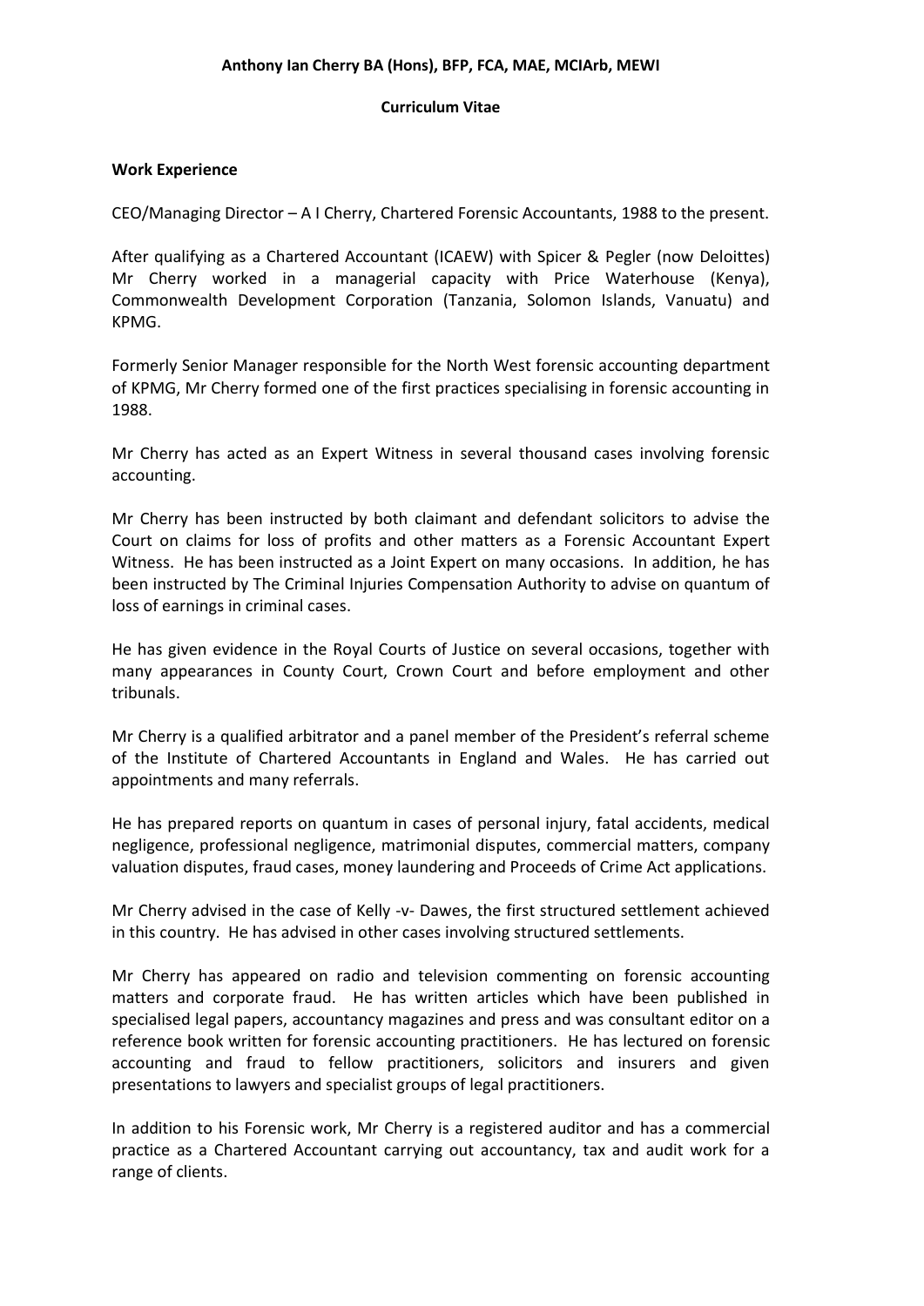**Anthony Ian Cherry BA (Hons), BFP, FCA, MAE, MCIArb, MEWI**

**Curriculum Vitae**

**Work Experience**

CEO/Managing Director – A I Cherry, Chartered Forensic Accountants, 1988 to the present.

After qualifying as a Chartered Accountant (ICAEW) with Spicer & Pegler (now Deloittes) Mr Cherry worked in a managerial capacity with Price Waterhouse (Kenya), Commonwealth Development Corporation (Tanzania, Solomon Islands, Vanuatu) and KPMG.

Formerly Senior Manager responsible for the North West forensic accounting department of KPMG, Mr Cherry formed one of the first practices specialising in forensic accounting in 1988.

Mr Cherry has acted as an Expert Witness in several thousand cases involving forensic accounting.

Mr Cherry has been instructed by both claimant and defendant solicitors to advise the Court on claims for loss of profits and other matters as a Forensic Accountant Expert Witness. He has been instructed as a Joint Expert on many occasions. In addition, he has been instructed by The Criminal Injuries Compensation Authority to advise on quantum of loss of earnings in criminal cases.

He has given evidence in the Royal Courts of Justice on several occasions, together with many appearances in County Court, Crown Court and before employment and other tribunals.

Mr Cherry is a qualified arbitrator and a panel member of the President's referral scheme of the Institute of Chartered Accountants in England and Wales. He has carried out appointments and many referrals.

He has prepared reports on quantum in cases of personal injury, fatal accidents, medical negligence, professional negligence, matrimonial disputes, commercial matters, company valuation disputes, fraud cases, money laundering and Proceeds of Crime Act applications.

Mr Cherry advised in the case of Kelly -v- Dawes, the first structured settlement achieved in this country. He has advised in other cases involving structured settlements.

Mr Cherry has appeared on radio and television commenting on forensic accounting matters and corporate fraud. He has written articles which have been published in specialised legal papers, accountancy magazines and press and was consultant editor on a reference book written for forensic accounting practitioners. He has lectured on forensic accounting and fraud to fellow practitioners, solicitors and insurers and given presentations to lawyers and specialist groups of legal practitioners.

In addition to his Forensic work, Mr Cherry is a registered auditor and has a commercial practice as a Chartered Accountant carrying out accountancy, tax and audit work for a range of clients.